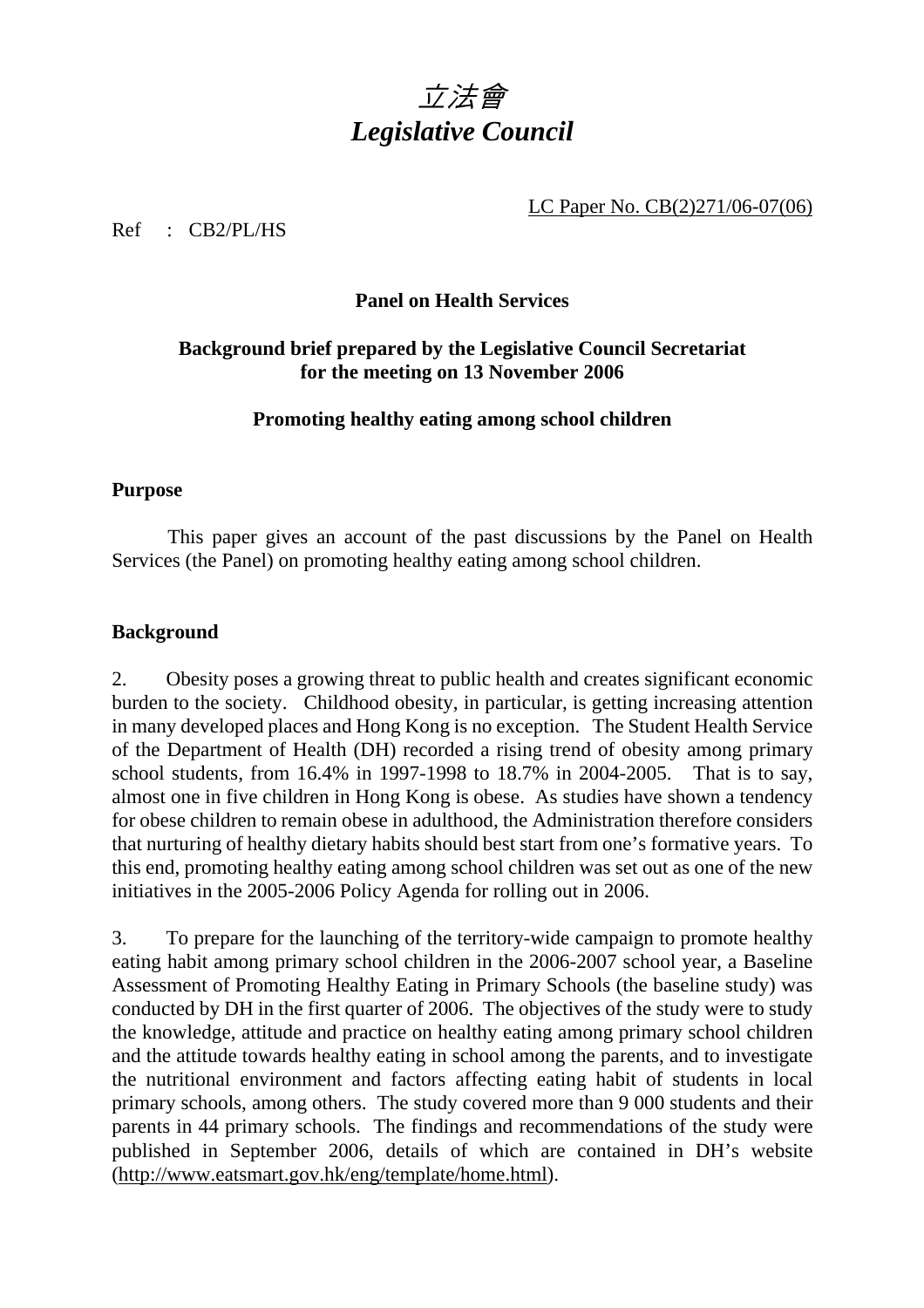# *立法會*
# *Legislative Council*

LC Paper No. CB(2)271/06-07(06)

Ref : CB2/PL/HS

**Panel on Health Services**

**Background brief prepared by the Legislative Council Secretariat for the meeting on 13 November 2006**

**Promoting healthy eating among school children**

## Purpose

This paper gives an account of the past discussions by the Panel on Health Services (the Panel) on promoting healthy eating among school children.

## Background

2. Obesity poses a growing threat to public health and creates significant economic burden to the society. Childhood obesity, in particular, is getting increasing attention in many developed places and Hong Kong is no exception. The Student Health Service of the Department of Health (DH) recorded a rising trend of obesity among primary school students, from 16.4% in 1997-1998 to 18.7% in 2004-2005. That is to say, almost one in five children in Hong Kong is obese. As studies have shown a tendency for obese children to remain obese in adulthood, the Administration therefore considers that nurturing of healthy dietary habits should best start from one's formative years. To this end, promoting healthy eating among school children was set out as one of the new initiatives in the 2005-2006 Policy Agenda for rolling out in 2006.

3. To prepare for the launching of the territory-wide campaign to promote healthy eating habit among primary school children in the 2006-2007 school year, a Baseline Assessment of Promoting Healthy Eating in Primary Schools (the baseline study) was conducted by DH in the first quarter of 2006. The objectives of the study were to study the knowledge, attitude and practice on healthy eating among primary school children and the attitude towards healthy eating in school among the parents, and to investigate the nutritional environment and factors affecting eating habit of students in local primary schools, among others. The study covered more than 9 000 students and their parents in 44 primary schools. The findings and recommendations of the study were published in September 2006, details of which are contained in DH's website (http://www.eatsmart.gov.hk/eng/template/home.html).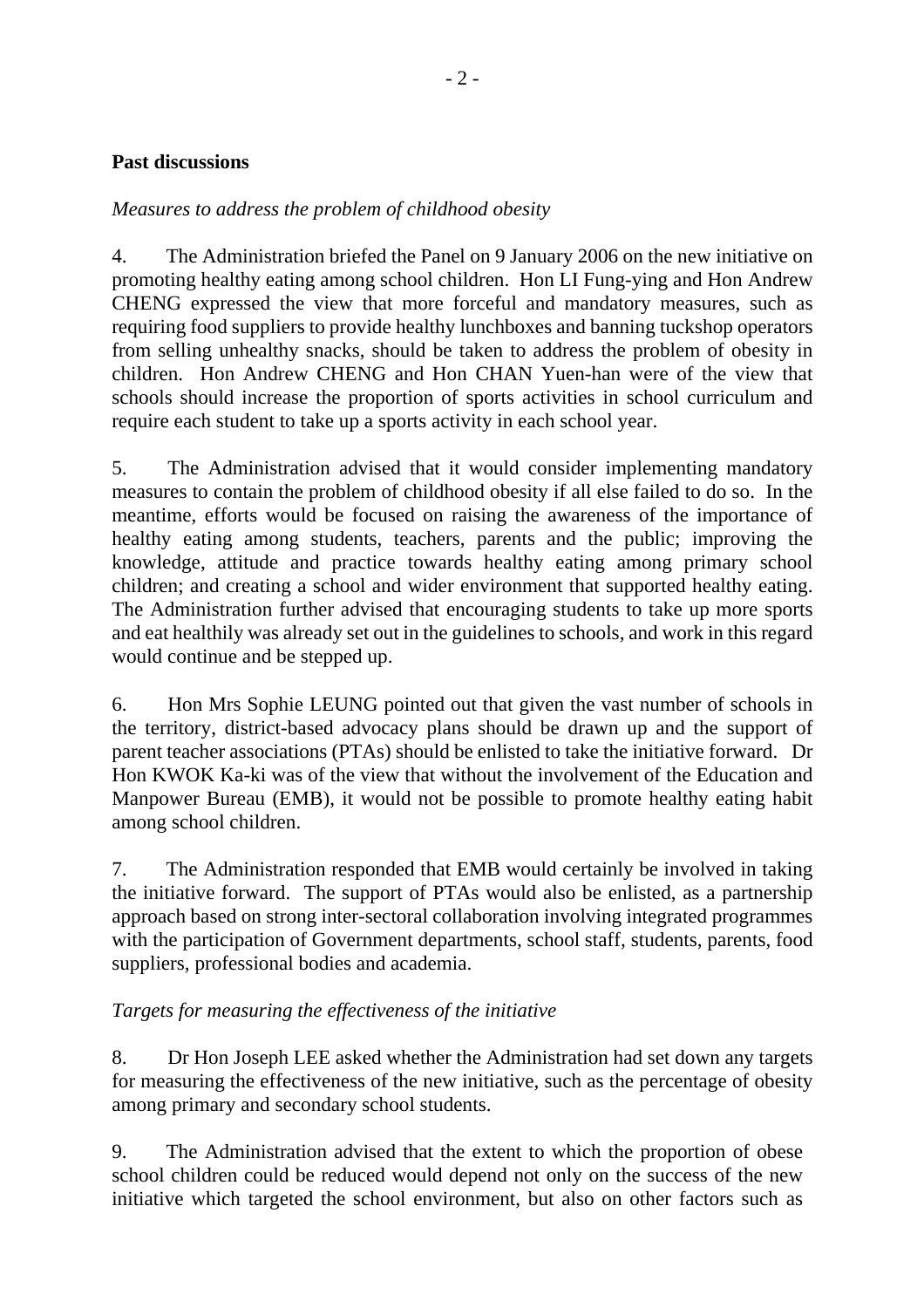**Past discussions**

*Measures to address the problem of childhood obesity*

4. The Administration briefed the Panel on 9 January 2006 on the new initiative on promoting healthy eating among school children. Hon LI Fung-ying and Hon Andrew CHENG expressed the view that more forceful and mandatory measures, such as requiring food suppliers to provide healthy lunchboxes and banning tuckshop operators from selling unhealthy snacks, should be taken to address the problem of obesity in children. Hon Andrew CHENG and Hon CHAN Yuen-han were of the view that schools should increase the proportion of sports activities in school curriculum and require each student to take up a sports activity in each school year.

5. The Administration advised that it would consider implementing mandatory measures to contain the problem of childhood obesity if all else failed to do so. In the meantime, efforts would be focused on raising the awareness of the importance of healthy eating among students, teachers, parents and the public; improving the knowledge, attitude and practice towards healthy eating among primary school children; and creating a school and wider environment that supported healthy eating. The Administration further advised that encouraging students to take up more sports and eat healthily was already set out in the guidelines to schools, and work in this regard would continue and be stepped up.

6. Hon Mrs Sophie LEUNG pointed out that given the vast number of schools in the territory, district-based advocacy plans should be drawn up and the support of parent teacher associations (PTAs) should be enlisted to take the initiative forward. Dr Hon KWOK Ka-ki was of the view that without the involvement of the Education and Manpower Bureau (EMB), it would not be possible to promote healthy eating habit among school children.

7. The Administration responded that EMB would certainly be involved in taking the initiative forward. The support of PTAs would also be enlisted, as a partnership approach based on strong inter-sectoral collaboration involving integrated programmes with the participation of Government departments, school staff, students, parents, food suppliers, professional bodies and academia.

*Targets for measuring the effectiveness of the initiative*

8. Dr Hon Joseph LEE asked whether the Administration had set down any targets for measuring the effectiveness of the new initiative, such as the percentage of obesity among primary and secondary school students.

9. The Administration advised that the extent to which the proportion of obese school children could be reduced would depend not only on the success of the new initiative which targeted the school environment, but also on other factors such as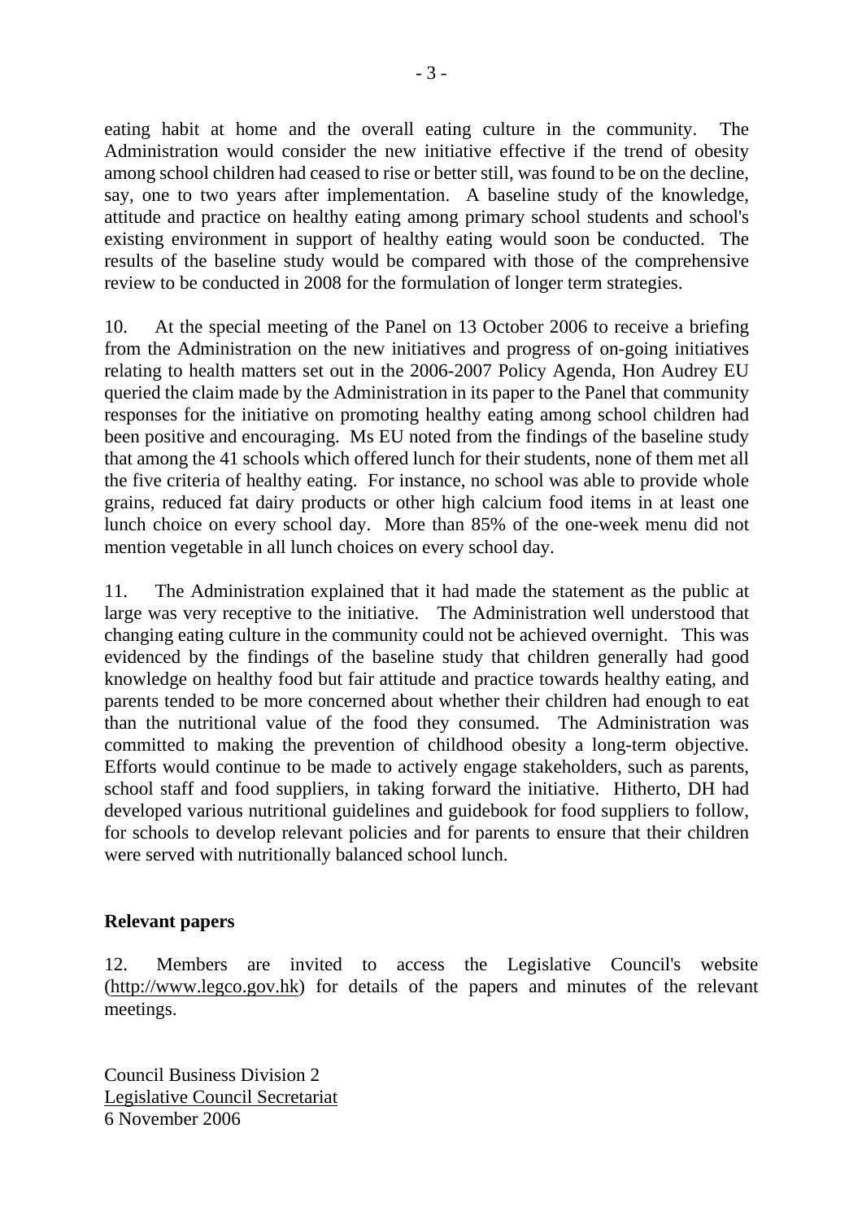eating habit at home and the overall eating culture in the community. The Administration would consider the new initiative effective if the trend of obesity among school children had ceased to rise or better still, was found to be on the decline, say, one to two years after implementation. A baseline study of the knowledge, attitude and practice on healthy eating among primary school students and school's existing environment in support of healthy eating would soon be conducted. The results of the baseline study would be compared with those of the comprehensive review to be conducted in 2008 for the formulation of longer term strategies.

10. At the special meeting of the Panel on 13 October 2006 to receive a briefing from the Administration on the new initiatives and progress of on-going initiatives relating to health matters set out in the 2006-2007 Policy Agenda, Hon Audrey EU queried the claim made by the Administration in its paper to the Panel that community responses for the initiative on promoting healthy eating among school children had been positive and encouraging. Ms EU noted from the findings of the baseline study that among the 41 schools which offered lunch for their students, none of them met all the five criteria of healthy eating. For instance, no school was able to provide whole grains, reduced fat dairy products or other high calcium food items in at least one lunch choice on every school day. More than 85% of the one-week menu did not mention vegetable in all lunch choices on every school day.

11. The Administration explained that it had made the statement as the public at large was very receptive to the initiative. The Administration well understood that changing eating culture in the community could not be achieved overnight. This was evidenced by the findings of the baseline study that children generally had good knowledge on healthy food but fair attitude and practice towards healthy eating, and parents tended to be more concerned about whether their children had enough to eat than the nutritional value of the food they consumed. The Administration was committed to making the prevention of childhood obesity a long-term objective. Efforts would continue to be made to actively engage stakeholders, such as parents, school staff and food suppliers, in taking forward the initiative. Hitherto, DH had developed various nutritional guidelines and guidebook for food suppliers to follow, for schools to develop relevant policies and for parents to ensure that their children were served with nutritionally balanced school lunch.

**Relevant papers**

12. Members are invited to access the Legislative Council's website (http://www.legco.gov.hk) for details of the papers and minutes of the relevant meetings.

Council Business Division 2
Legislative Council Secretariat
6 November 2006